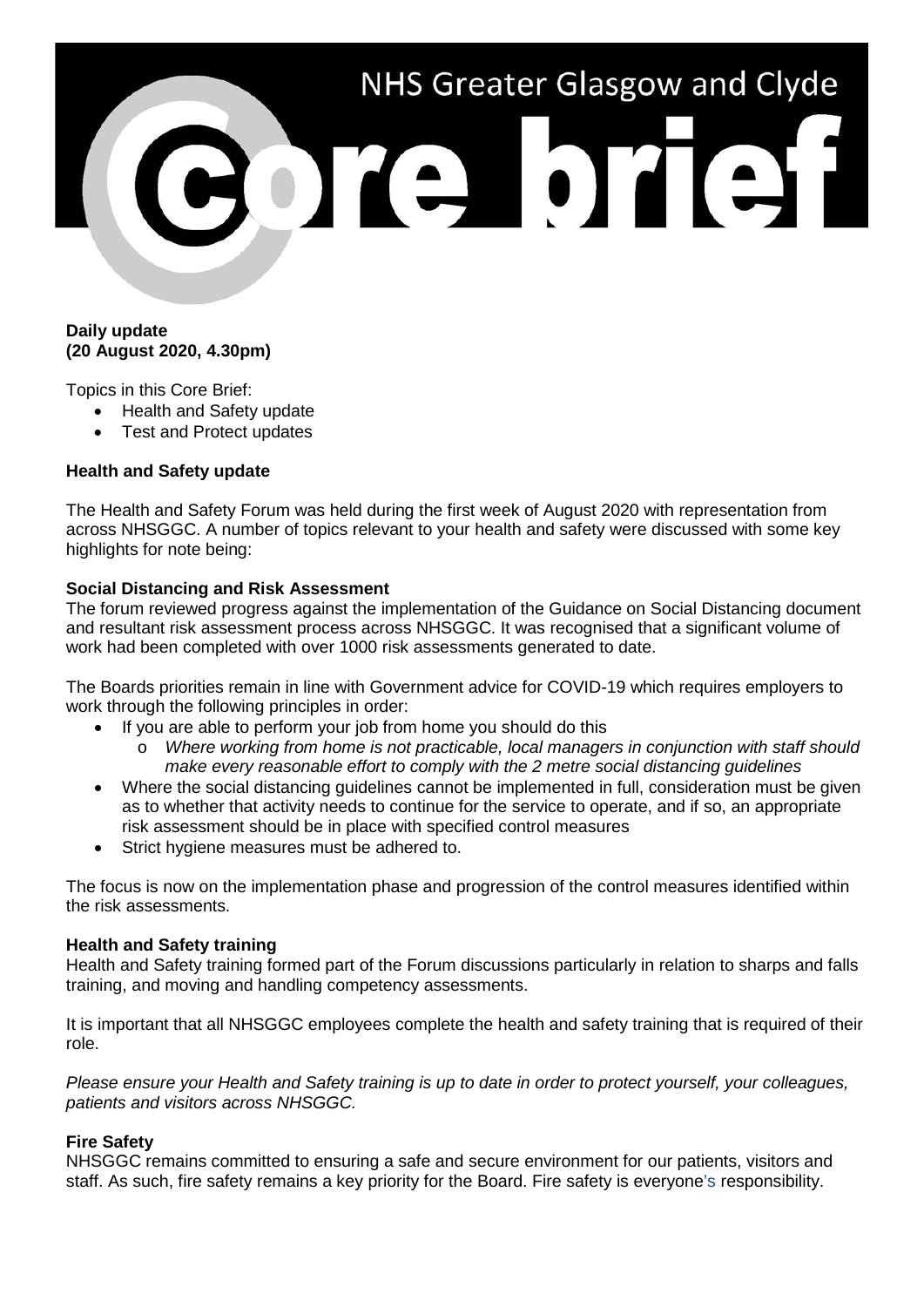# NHS Greater Glasgow and Clyde

# core brief

**Daily update**
**(20 August 2020, 4.30pm)**

Topics in this Core Brief:

- Health and Safety update
- Test and Protect updates

## Health and Safety update

The Health and Safety Forum was held during the first week of August 2020 with representation from across NHSGGC. A number of topics relevant to your health and safety were discussed with some key highlights for note being:

### Social Distancing and Risk Assessment

The forum reviewed progress against the implementation of the Guidance on Social Distancing document and resultant risk assessment process across NHSGGC. It was recognised that a significant volume of work had been completed with over 1000 risk assessments generated to date.

The Boards priorities remain in line with Government advice for COVID-19 which requires employers to work through the following principles in order:

- If you are able to perform your job from home you should do this
  - *Where working from home is not practicable, local managers in conjunction with staff should make every reasonable effort to comply with the 2 metre social distancing guidelines*
- Where the social distancing guidelines cannot be implemented in full, consideration must be given as to whether that activity needs to continue for the service to operate, and if so, an appropriate risk assessment should be in place with specified control measures
- Strict hygiene measures must be adhered to.

The focus is now on the implementation phase and progression of the control measures identified within the risk assessments.

### Health and Safety training

Health and Safety training formed part of the Forum discussions particularly in relation to sharps and falls training, and moving and handling competency assessments.

It is important that all NHSGGC employees complete the health and safety training that is required of their role.

*Please ensure your Health and Safety training is up to date in order to protect yourself, your colleagues, patients and visitors across NHSGGC.*

### Fire Safety

NHSGGC remains committed to ensuring a safe and secure environment for our patients, visitors and staff. As such, fire safety remains a key priority for the Board. Fire safety is everyone's responsibility.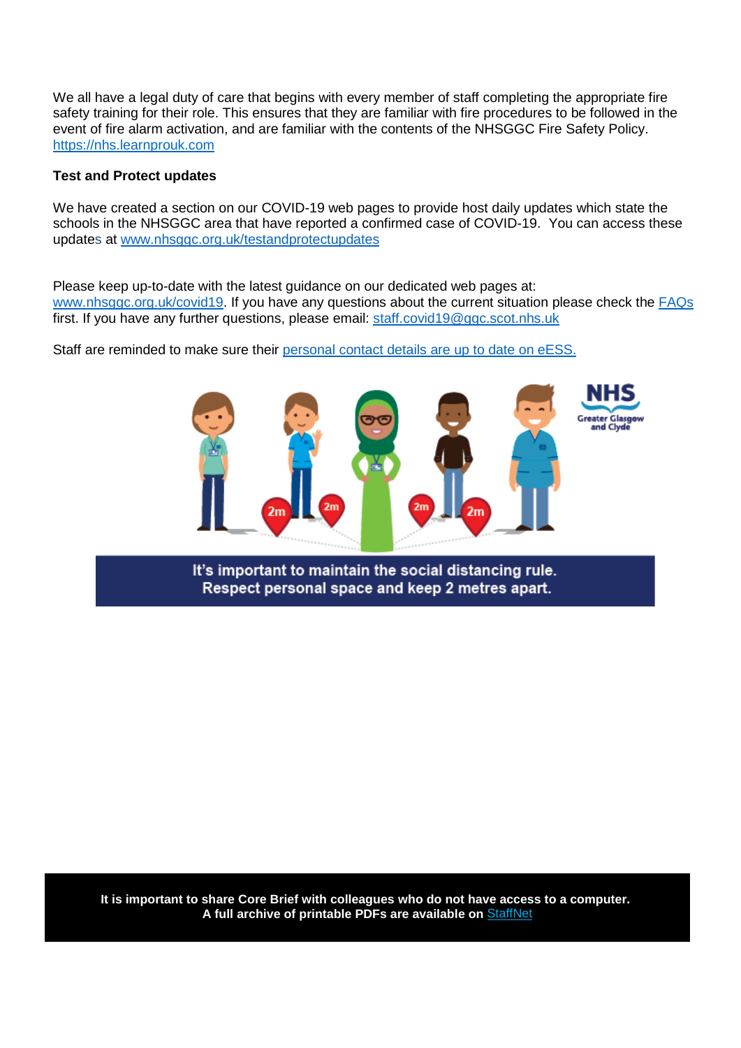We all have a legal duty of care that begins with every member of staff completing the appropriate fire safety training for their role. This ensures that they are familiar with fire procedures to be followed in the event of fire alarm activation, and are familiar with the contents of the NHSGGC Fire Safety Policy. https://nhs.learnprouk.com

**Test and Protect updates**

We have created a section on our COVID-19 web pages to provide host daily updates which state the schools in the NHSGGC area that have reported a confirmed case of COVID-19. You can access these updates at www.nhsggc.org.uk/testandprotectupdates

Please keep up-to-date with the latest guidance on our dedicated web pages at: www.nhsggc.org.uk/covid19. If you have any questions about the current situation please check the FAQs first. If you have any further questions, please email: staff.covid19@ggc.scot.nhs.uk

Staff are reminded to make sure their personal contact details are up to date on eESS.

It's important to maintain the social distancing rule.
Respect personal space and keep 2 metres apart.

**It is important to share Core Brief with colleagues who do not have access to a computer.**
**A full archive of printable PDFs are available on** StaffNet